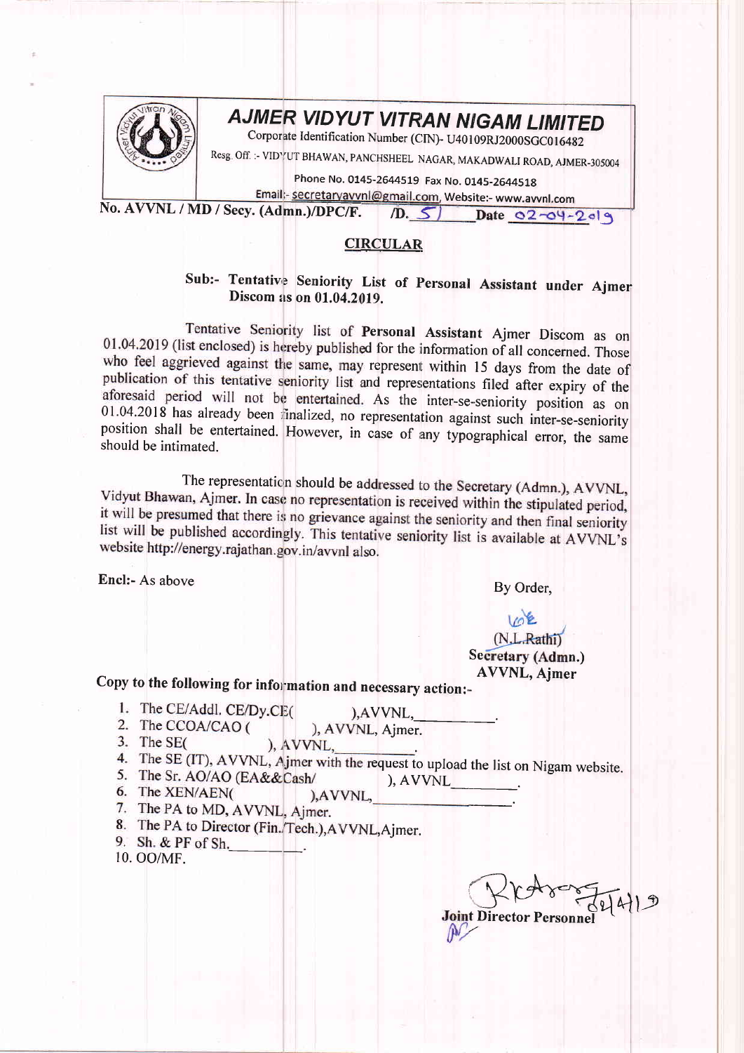# AJMER VIDYUT VITRAN NIGAM LIMITED

Corporate Identification Number (CIN)- U40109RJ2000SGC016482

Resg. Off. :- VIDYUT BHAWAN, PANCHSHEEL NAGAR, MAKADWALI ROAD, AJMER-305004

Phone No. 0145-2644519 Fax No. 0145-2644518

Email:- secretaryavvnl@gmail.com, Website:- www.avvnl.com

No. AVVNL / MD / Secy. (Admn.)/DPC/F. /D. 51 Date 02-04-2019

## CIRCULAR

**Sub:- Tentative Seniority List of Personal Assistant under Ajmer Discom as on 01.04.2019.**

Tentative Seniority list of **Personal Assistant** Ajmer Discom as on 01.04.2019 (list enclosed) is hereby published for the information of all concerned. Those who feel aggrieved against the same, may represent within 15 days from the date of publication of this tentative seniority list and representations filed after expiry of the aforesaid period will not be entertained. As the inter-se-seniority position as on 01.04.2018 has already been finalized, no representation against such inter-se-seniority position shall be entertained. However, in case of any typographical error, the same should be intimated.

The representation should be addressed to the Secretary (Admn.), AVVNL, Vidyut Bhawan, Ajmer. In case no representation is received within the stipulated period, it will be presumed that there is no grievance against the seniority and then final seniority list will be published accordingly. This tentative seniority list is available at AVVNL's website http://energy.rajathan.gov.in/avvnl also.

Encl:- As above

By Order,

(N.L.Rathi)
**Secretary (Admn.)**
**AVVNL, Ajmer**

**Copy to the following for information and necessary action:-**

1. The CE/Addl. CE/Dy.CE( ),AVVNL,\_\_\_\_\_\_\_\_\_\_.
2. The CCOA/CAO ( ), AVVNL, Ajmer.
3. The SE( ), AVVNL,\_\_\_\_\_\_\_\_\_\_.
4. The SE (IT), AVVNL, Ajmer with the request to upload the list on Nigam website.
5. The Sr. AO/AO (EA&&Cash/ ), AVVNL\_\_\_\_\_\_\_\_.
6. The XEN/AEN( ),AVVNL,\_\_\_\_\_\_\_\_\_\_\_\_\_\_\_\_\_\_.
7. The PA to MD, AVVNL, Ajmer.
8. The PA to Director (Fin./Tech.),AVVNL,Ajmer.
9. Sh. & PF of Sh.\_\_\_\_\_\_\_\_\_.
10. OO/MF.

02/4/19
**Joint Director Personnel**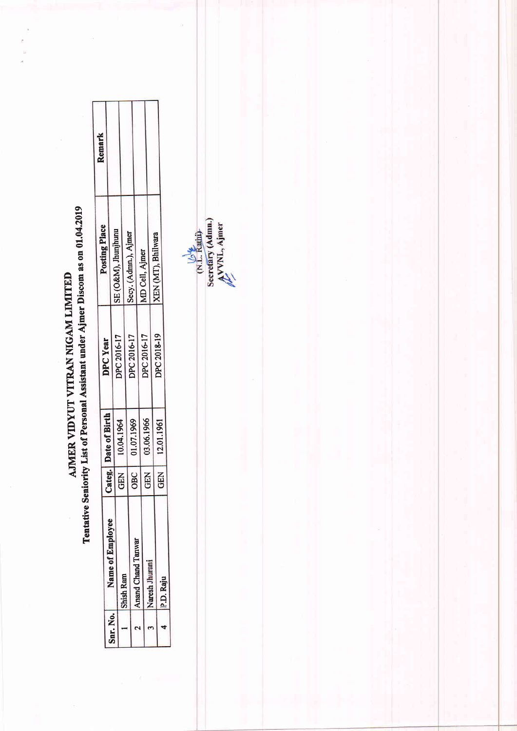# AJMER VIDYUT VITRAN NIGAM LIMITED

## Tentative Seniority List of Personal Assistant under Ajmer Discom as on 01.04.2019

| Snr. No. | Name of Employee | Categ. | Date of Birth | DPC Year | Posting Place | Remark |
|---|---|---|---|---|---|---|
| 1 | Shish Ram | GEN | 10.04.1964 | DPC 2016-17 | SE (O&M), Jhunjhunu | |
| 2 | Anand Chand Tanwar | OBC | 01.07.1969 | DPC 2016-17 | Secy. (Admn.), Ajmer | |
| 3 | Naresh Jhurani | GEN | 03.06.1966 | DPC 2016-17 | MD Cell, Ajmer | |
| 4 | P.D. Raju | GEN | 12.01.1961 | DPC 2018-19 | XEN (MT), Bhilwara | |

(N.L. Raini)
Secretary (Admn.)
AVVNL, Ajmer